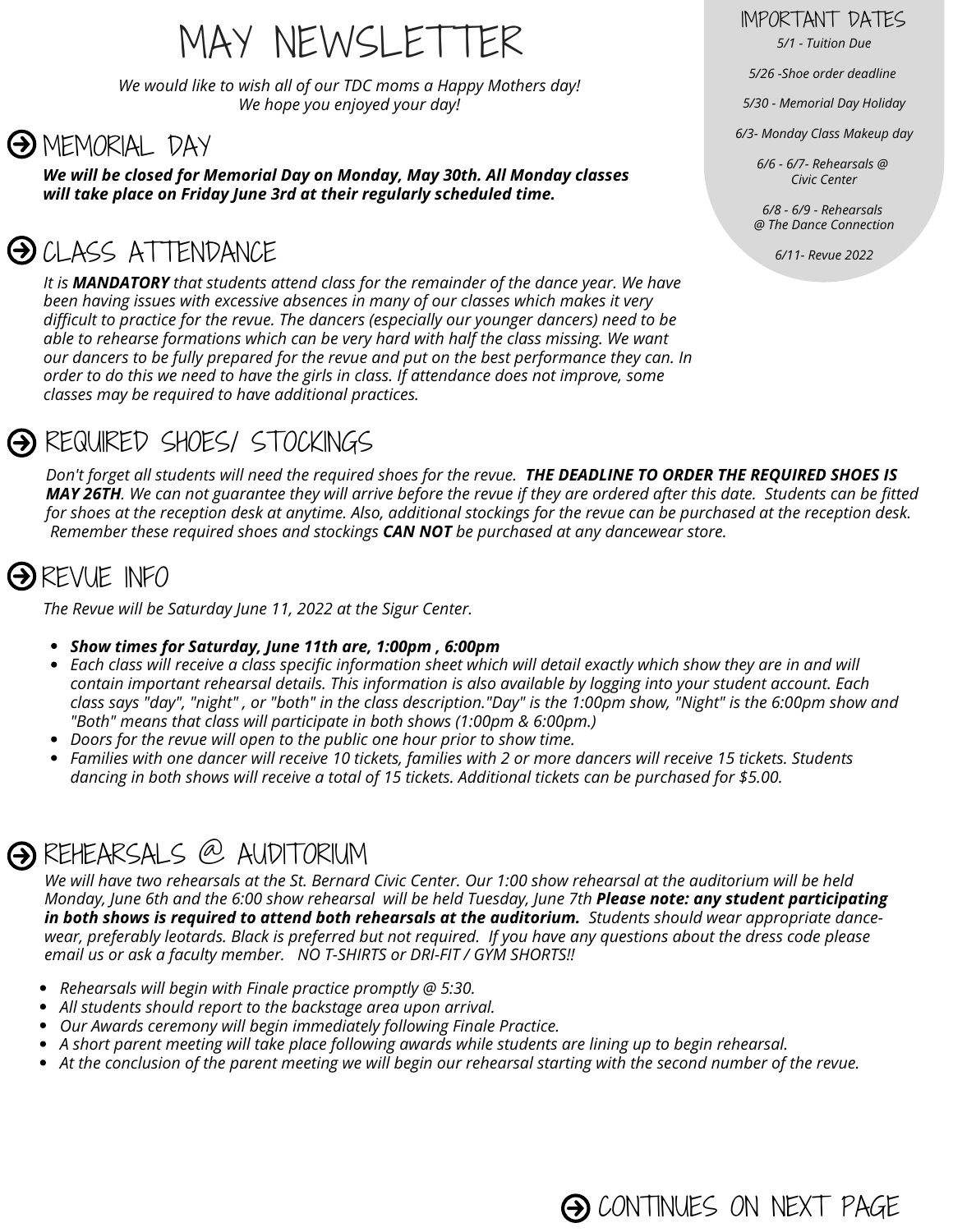# MAY NEWSLETTER

*We would like to wish all of our TDC moms a Happy Mothers day! We hope you enjoyed your day!*

## IMPORTANT DATES

*5/1 - Tuition Due*

*5/26 -Shoe order deadline*

*5/30 - Memorial Day Holiday*

*6/3- Monday Class Makeup day*

*6/6 - 6/7- Rehearsals @ Civic Center*

*6/8 - 6/9 - Rehearsals @ The Dance Connection*

*6/11- Revue 2022*

## MEMORIAL DAY

***We will be closed for Memorial Day on Monday, May 30th. All Monday classes will take place on Friday June 3rd at their regularly scheduled time.***

## CLASS ATTENDANCE

*It is **MANDATORY** that students attend class for the remainder of the dance year. We have been having issues with excessive absences in many of our classes which makes it very difficult to practice for the revue. The dancers (especially our younger dancers) need to be able to rehearse formations which can be very hard with half the class missing. We want our dancers to be fully prepared for the revue and put on the best performance they can. In order to do this we need to have the girls in class. If attendance does not improve, some classes may be required to have additional practices.*

## REQUIRED SHOES/ STOCKINGS

*Don't forget all students will need the required shoes for the revue. **THE DEADLINE TO ORDER THE REQUIRED SHOES IS MAY 26TH**. We can not guarantee they will arrive before the revue if they are ordered after this date. Students can be fitted for shoes at the reception desk at anytime. Also, additional stockings for the revue can be purchased at the reception desk. Remember these required shoes and stockings **CAN NOT** be purchased at any dancewear store.*

## REVUE INFO

*The Revue will be Saturday June 11, 2022 at the Sigur Center.*

- ***Show times for Saturday, June 11th are, 1:00pm , 6:00pm***
- *Each class will receive a class specific information sheet which will detail exactly which show they are in and will contain important rehearsal details. This information is also available by logging into your student account. Each class says "day", "night" , or "both" in the class description."Day" is the 1:00pm show, "Night" is the 6:00pm show and "Both" means that class will participate in both shows (1:00pm & 6:00pm.)*
- *Doors for the revue will open to the public one hour prior to show time.*
- *Families with one dancer will receive 10 tickets, families with 2 or more dancers will receive 15 tickets. Students dancing in both shows will receive a total of 15 tickets. Additional tickets can be purchased for $5.00.*

## REHEARSALS @ AUDITORIUM

*We will have two rehearsals at the St. Bernard Civic Center. Our 1:00 show rehearsal at the auditorium will be held Monday, June 6th and the 6:00 show rehearsal will be held Tuesday, June 7th **Please note: any student participating in both shows is required to attend both rehearsals at the auditorium.** Students should wear appropriate dance-wear, preferably leotards. Black is preferred but not required. If you have any questions about the dress code please email us or ask a faculty member. NO T-SHIRTS or DRI-FIT / GYM SHORTS!!*

- *Rehearsals will begin with Finale practice promptly @ 5:30.*
- *All students should report to the backstage area upon arrival.*
- *Our Awards ceremony will begin immediately following Finale Practice.*
- *A short parent meeting will take place following awards while students are lining up to begin rehearsal.*
- *At the conclusion of the parent meeting we will begin our rehearsal starting with the second number of the revue.*

CONTINUES ON NEXT PAGE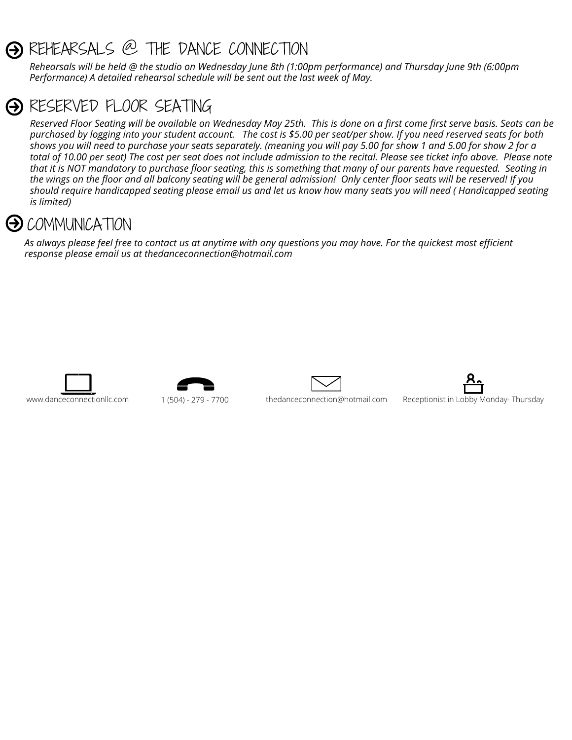## REHEARSALS @ THE DANCE CONNECTION

*Rehearsals will be held @ the studio on Wednesday June 8th (1:00pm performance) and Thursday June 9th (6:00pm Performance) A detailed rehearsal schedule will be sent out the last week of May.*

## RESERVED FLOOR SEATING

*Reserved Floor Seating will be available on Wednesday May 25th. This is done on a first come first serve basis. Seats can be purchased by logging into your student account. The cost is $5.00 per seat/per show. If you need reserved seats for both shows you will need to purchase your seats separately. (meaning you will pay 5.00 for show 1 and 5.00 for show 2 for a total of 10.00 per seat) The cost per seat does not include admission to the recital. Please see ticket info above. Please note that it is NOT mandatory to purchase floor seating, this is something that many of our parents have requested. Seating in the wings on the floor and all balcony seating will be general admission! Only center floor seats will be reserved! If you should require handicapped seating please email us and let us know how many seats you will need ( Handicapped seating is limited)*

## COMMUNICATION

*As always please feel free to contact us at anytime with any questions you may have. For the quickest most efficient response please email us at thedanceconnection@hotmail.com*

www.danceconnectionllc.com

1 (504) - 279 - 7700

thedanceconnection@hotmail.com

Receptionist in Lobby Monday- Thursday